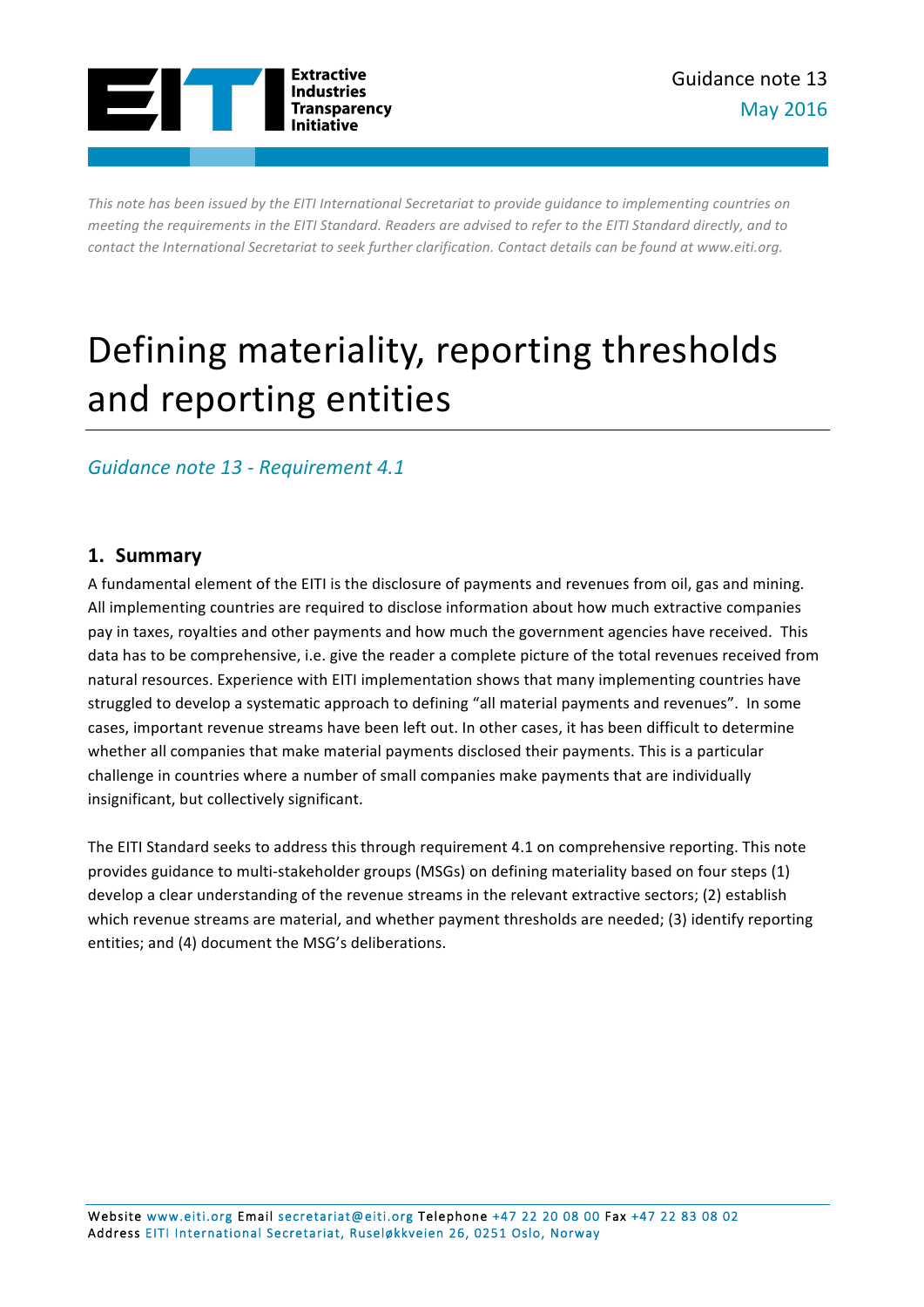Guidance note 13
May 2016

*This note has been issued by the EITI International Secretariat to provide guidance to implementing countries on meeting the requirements in the EITI Standard. Readers are advised to refer to the EITI Standard directly, and to contact the International Secretariat to seek further clarification. Contact details can be found at www.eiti.org.*

# Defining materiality, reporting thresholds and reporting entities

*Guidance note 13 - Requirement 4.1*

## 1. Summary

A fundamental element of the EITI is the disclosure of payments and revenues from oil, gas and mining. All implementing countries are required to disclose information about how much extractive companies pay in taxes, royalties and other payments and how much the government agencies have received. This data has to be comprehensive, i.e. give the reader a complete picture of the total revenues received from natural resources. Experience with EITI implementation shows that many implementing countries have struggled to develop a systematic approach to defining "all material payments and revenues". In some cases, important revenue streams have been left out. In other cases, it has been difficult to determine whether all companies that make material payments disclosed their payments. This is a particular challenge in countries where a number of small companies make payments that are individually insignificant, but collectively significant.

The EITI Standard seeks to address this through requirement 4.1 on comprehensive reporting. This note provides guidance to multi-stakeholder groups (MSGs) on defining materiality based on four steps (1) develop a clear understanding of the revenue streams in the relevant extractive sectors; (2) establish which revenue streams are material, and whether payment thresholds are needed; (3) identify reporting entities; and (4) document the MSG's deliberations.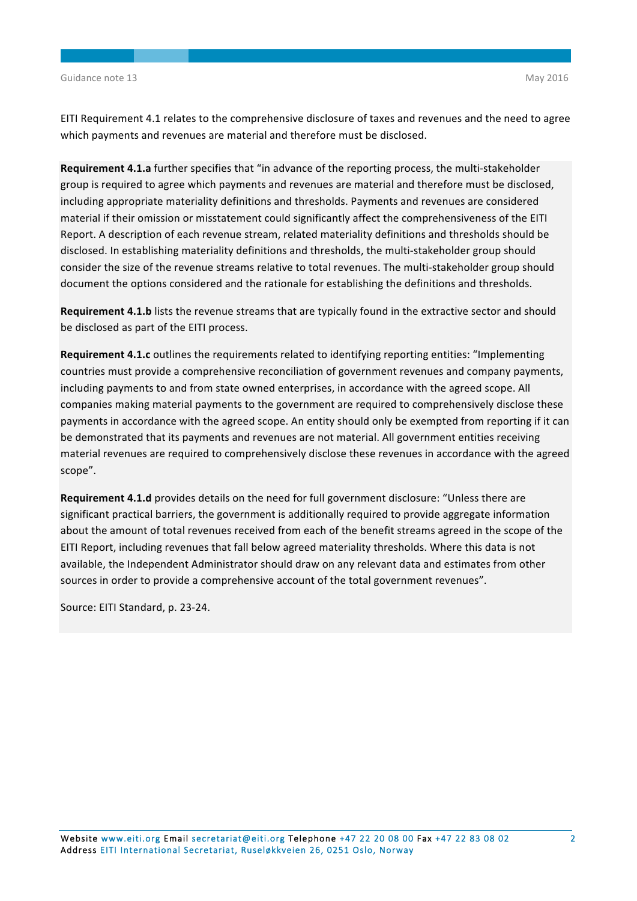EITI Requirement 4.1 relates to the comprehensive disclosure of taxes and revenues and the need to agree which payments and revenues are material and therefore must be disclosed.

**Requirement 4.1.a** further specifies that "in advance of the reporting process, the multi-stakeholder group is required to agree which payments and revenues are material and therefore must be disclosed, including appropriate materiality definitions and thresholds. Payments and revenues are considered material if their omission or misstatement could significantly affect the comprehensiveness of the EITI Report. A description of each revenue stream, related materiality definitions and thresholds should be disclosed. In establishing materiality definitions and thresholds, the multi-stakeholder group should consider the size of the revenue streams relative to total revenues. The multi-stakeholder group should document the options considered and the rationale for establishing the definitions and thresholds.

**Requirement 4.1.b** lists the revenue streams that are typically found in the extractive sector and should be disclosed as part of the EITI process.

**Requirement 4.1.c** outlines the requirements related to identifying reporting entities: "Implementing countries must provide a comprehensive reconciliation of government revenues and company payments, including payments to and from state owned enterprises, in accordance with the agreed scope. All companies making material payments to the government are required to comprehensively disclose these payments in accordance with the agreed scope. An entity should only be exempted from reporting if it can be demonstrated that its payments and revenues are not material. All government entities receiving material revenues are required to comprehensively disclose these revenues in accordance with the agreed scope".

**Requirement 4.1.d** provides details on the need for full government disclosure: "Unless there are significant practical barriers, the government is additionally required to provide aggregate information about the amount of total revenues received from each of the benefit streams agreed in the scope of the EITI Report, including revenues that fall below agreed materiality thresholds. Where this data is not available, the Independent Administrator should draw on any relevant data and estimates from other sources in order to provide a comprehensive account of the total government revenues".

Source: EITI Standard, p. 23-24.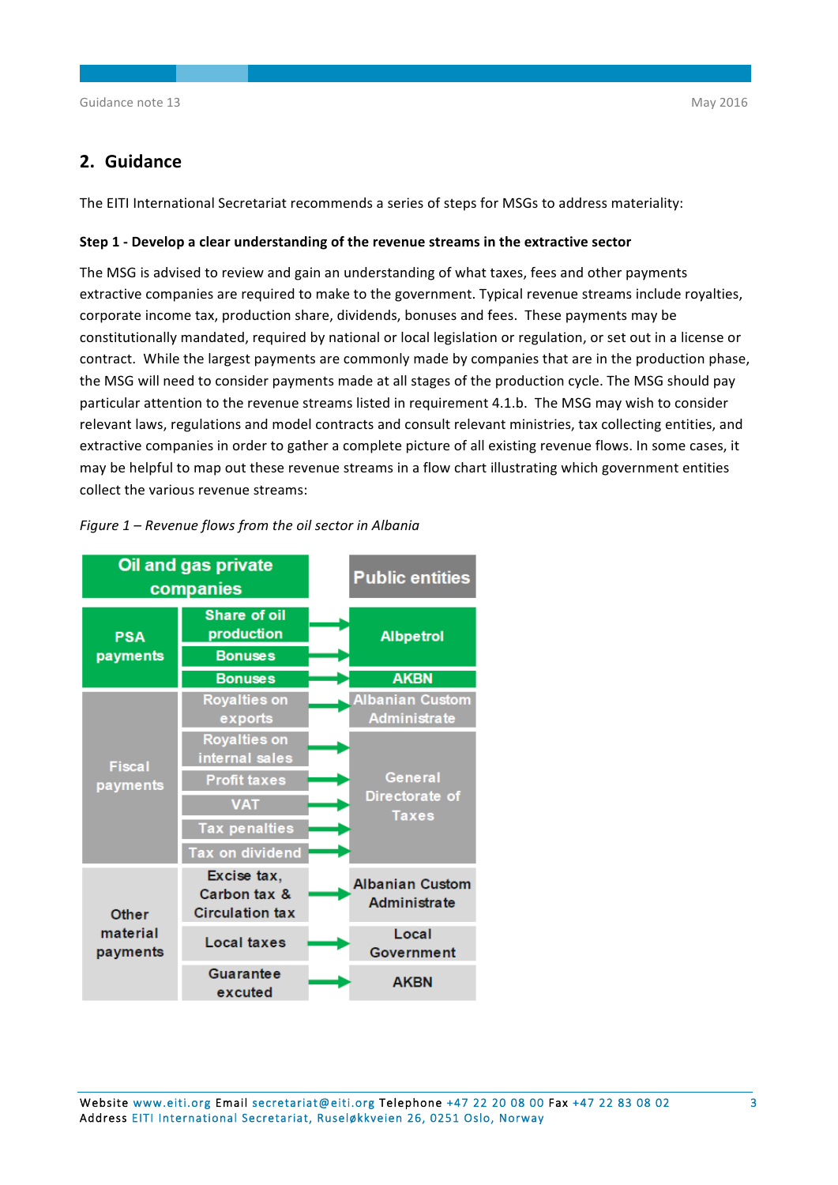## 2. Guidance

The EITI International Secretariat recommends a series of steps for MSGs to address materiality:

**Step 1 - Develop a clear understanding of the revenue streams in the extractive sector**

The MSG is advised to review and gain an understanding of what taxes, fees and other payments extractive companies are required to make to the government. Typical revenue streams include royalties, corporate income tax, production share, dividends, bonuses and fees. These payments may be constitutionally mandated, required by national or local legislation or regulation, or set out in a license or contract. While the largest payments are commonly made by companies that are in the production phase, the MSG will need to consider payments made at all stages of the production cycle. The MSG should pay particular attention to the revenue streams listed in requirement 4.1.b. The MSG may wish to consider relevant laws, regulations and model contracts and consult relevant ministries, tax collecting entities, and extractive companies in order to gather a complete picture of all existing revenue flows. In some cases, it may be helpful to map out these revenue streams in a flow chart illustrating which government entities collect the various revenue streams:

*Figure 1 – Revenue flows from the oil sector in Albania*

| Oil and gas private companies | | → | Public entities |
|---|---|---|---|
| PSA payments | Share of oil production | → | Albpetrol |
| | Bonuses | → | Albpetrol |
| | Bonuses | → | AKBN |
| Fiscal payments | Royalties on exports | → | Albanian Custom Administrate |
| | Royalties on internal sales | → | General Directorate of Taxes |
| | Profit taxes | → | General Directorate of Taxes |
| | VAT | → | General Directorate of Taxes |
| | Tax penalties | → | General Directorate of Taxes |
| | Tax on dividend | → | General Directorate of Taxes |
| Other material payments | Excise tax, Carbon tax & Circulation tax | → | Albanian Custom Administrate |
| | Local taxes | → | Local Government |
| | Guarantee excuted | → | AKBN |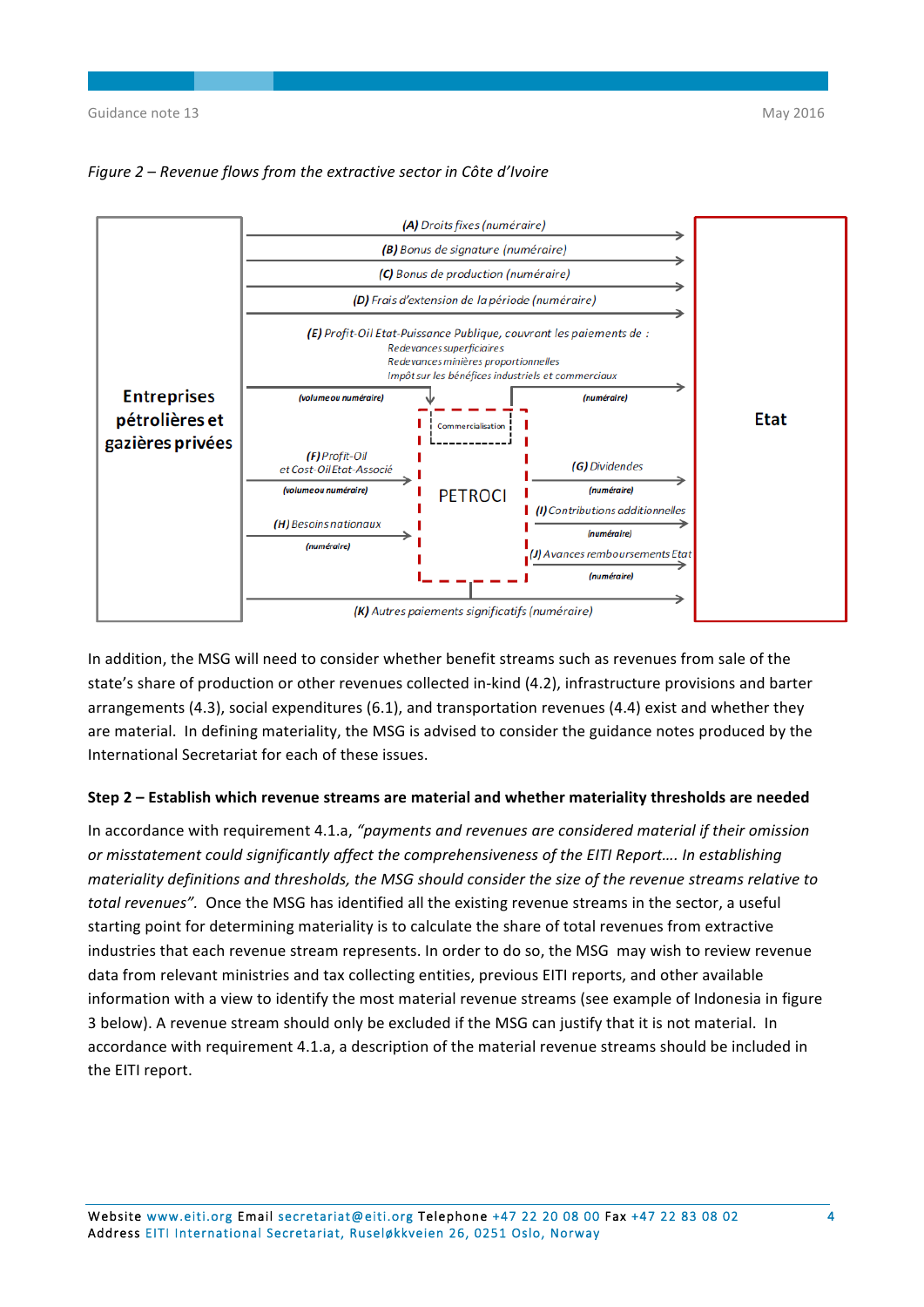*Figure 2 – Revenue flows from the extractive sector in Côte d'Ivoire*

**Entreprises pétrolières et gazières privées** → **Etat**

- **(A)** *Droits fixes (numéraire)*
- **(B)** *Bonus de signature (numéraire)*
- **(C)** *Bonus de production (numéraire)*
- **(D)** *Frais d'extension de la période (numéraire)*
- **(E)** *Profit-Oil Etat-Puissance Publique, couvrant les paiements de :*
  - *Redevances superficiaires*
  - *Redevances minières proportionnelles*
  - *Impôt sur les bénéfices industriels et commerciaux*
  - *(volume ou numéraire)* → PETROCI (Commercialisation) → *(numéraire)* → Etat
- **(F)** *Profit-Oil et Cost-Oil Etat-Associé* *(volume ou numéraire)* → PETROCI
- **(H)** *Besoins nationaux* *(numéraire)* → PETROCI
- PETROCI → Etat:
  - **(G)** *Dividendes* *(numéraire)*
  - **(I)** *Contributions additionnelles* *(numéraire)*
  - **(J)** *Avances remboursements Etat* *(numéraire)*
- **(K)** *Autres paiements significatifs (numéraire)*

In addition, the MSG will need to consider whether benefit streams such as revenues from sale of the state's share of production or other revenues collected in-kind (4.2), infrastructure provisions and barter arrangements (4.3), social expenditures (6.1), and transportation revenues (4.4) exist and whether they are material. In defining materiality, the MSG is advised to consider the guidance notes produced by the International Secretariat for each of these issues.

**Step 2 – Establish which revenue streams are material and whether materiality thresholds are needed**

In accordance with requirement 4.1.a, *"payments and revenues are considered material if their omission or misstatement could significantly affect the comprehensiveness of the EITI Report…. In establishing materiality definitions and thresholds, the MSG should consider the size of the revenue streams relative to total revenues".* Once the MSG has identified all the existing revenue streams in the sector, a useful starting point for determining materiality is to calculate the share of total revenues from extractive industries that each revenue stream represents. In order to do so, the MSG may wish to review revenue data from relevant ministries and tax collecting entities, previous EITI reports, and other available information with a view to identify the most material revenue streams (see example of Indonesia in figure 3 below). A revenue stream should only be excluded if the MSG can justify that it is not material. In accordance with requirement 4.1.a, a description of the material revenue streams should be included in the EITI report.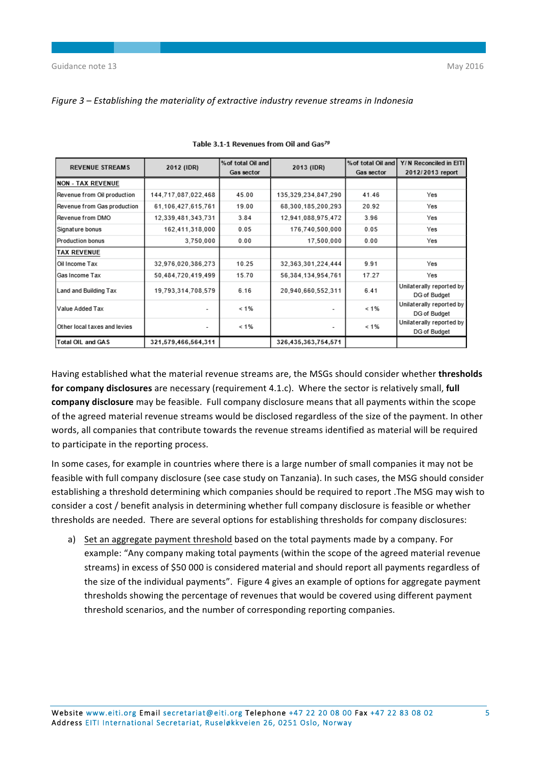*Figure 3 – Establishing the materiality of extractive industry revenue streams in Indonesia*

**Table 3.1-1 Revenues from Oil and Gas[79]**

| REVENUE STREAMS | 2012 (IDR) | % of total Oil and Gas sector | 2013 (IDR) | % of total Oil and Gas sector | Y/N Reconciled in EITI 2012/2013 report |
|---|---|---|---|---|---|
| NON - TAX REVENUE | | | | | |
| Revenue from Oil production | 144,717,087,022,468 | 45.00 | 135,329,234,847,290 | 41.46 | Yes |
| Revenue from Gas production | 61,106,427,615,761 | 19.00 | 68,300,185,200,293 | 20.92 | Yes |
| Revenue from DMO | 12,339,481,343,731 | 3.84 | 12,941,088,975,472 | 3.96 | Yes |
| Signature bonus | 162,411,318,000 | 0.05 | 176,740,500,000 | 0.05 | Yes |
| Production bonus | 3,750,000 | 0.00 | 17,500,000 | 0.00 | Yes |
| TAX REVENUE | | | | | |
| Oil Income Tax | 32,976,020,386,273 | 10.25 | 32,363,301,224,444 | 9.91 | Yes |
| Gas Income Tax | 50,484,720,419,499 | 15.70 | 56,384,134,954,761 | 17.27 | Yes |
| Land and Building Tax | 19,793,314,708,579 | 6.16 | 20,940,660,552,311 | 6.41 | Unilaterally reported by DG of Budget |
| Value Added Tax | - | < 1% | - | < 1% | Unilaterally reported by DG of Budget |
| Other local taxes and levies | - | < 1% | - | < 1% | Unilaterally reported by DG of Budget |
| Total OIL and GAS | 321,579,466,564,311 | | 326,435,363,754,571 | | |

Having established what the material revenue streams are, the MSGs should consider whether **thresholds for company disclosures** are necessary (requirement 4.1.c). Where the sector is relatively small, **full company disclosure** may be feasible. Full company disclosure means that all payments within the scope of the agreed material revenue streams would be disclosed regardless of the size of the payment. In other words, all companies that contribute towards the revenue streams identified as material will be required to participate in the reporting process.

In some cases, for example in countries where there is a large number of small companies it may not be feasible with full company disclosure (see case study on Tanzania). In such cases, the MSG should consider establishing a threshold determining which companies should be required to report .The MSG may wish to consider a cost / benefit analysis in determining whether full company disclosure is feasible or whether thresholds are needed. There are several options for establishing thresholds for company disclosures:

a) Set an aggregate payment threshold based on the total payments made by a company. For example: "Any company making total payments (within the scope of the agreed material revenue streams) in excess of $50 000 is considered material and should report all payments regardless of the size of the individual payments". Figure 4 gives an example of options for aggregate payment thresholds showing the percentage of revenues that would be covered using different payment threshold scenarios, and the number of corresponding reporting companies.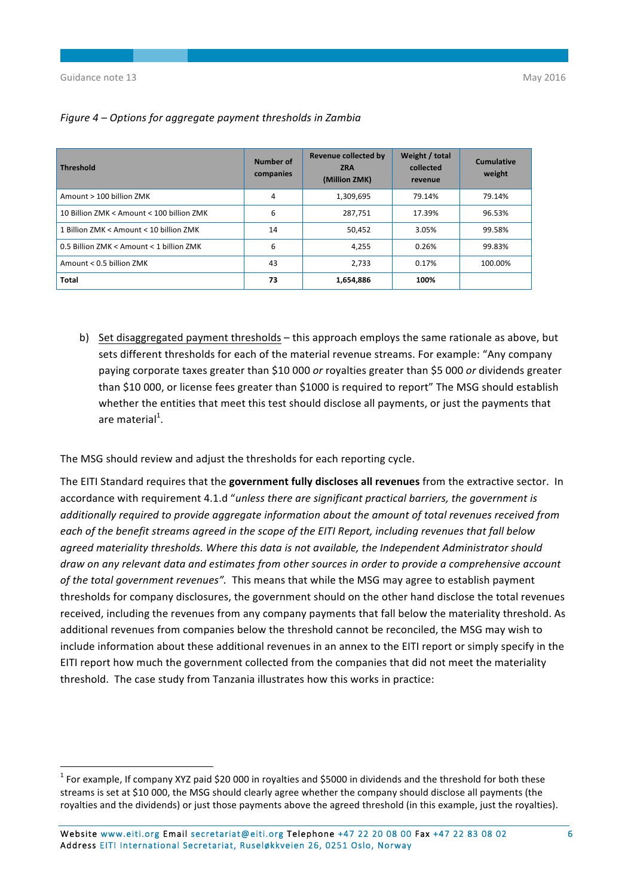*Figure 4 – Options for aggregate payment thresholds in Zambia*

| Threshold | Number of companies | Revenue collected by ZRA (Million ZMK) | Weight / total collected revenue | Cumulative weight |
|---|---|---|---|---|
| Amount > 100 billion ZMK | 4 | 1,309,695 | 79.14% | 79.14% |
| 10 Billion ZMK < Amount < 100 billion ZMK | 6 | 287,751 | 17.39% | 96.53% |
| 1 Billion ZMK < Amount < 10 billion ZMK | 14 | 50,452 | 3.05% | 99.58% |
| 0.5 Billion ZMK < Amount < 1 billion ZMK | 6 | 4,255 | 0.26% | 99.83% |
| Amount < 0.5 billion ZMK | 43 | 2,733 | 0.17% | 100.00% |
| **Total** | **73** | **1,654,886** | **100%** | |

b) Set disaggregated payment thresholds – this approach employs the same rationale as above, but sets different thresholds for each of the material revenue streams. For example: "Any company paying corporate taxes greater than $10 000 *or* royalties greater than $5 000 *or* dividends greater than $10 000, or license fees greater than $1000 is required to report" The MSG should establish whether the entities that meet this test should disclose all payments, or just the payments that are material[1].

The MSG should review and adjust the thresholds for each reporting cycle.

The EITI Standard requires that the **government fully discloses all revenues** from the extractive sector. In accordance with requirement 4.1.d "*unless there are significant practical barriers, the government is additionally required to provide aggregate information about the amount of total revenues received from each of the benefit streams agreed in the scope of the EITI Report, including revenues that fall below agreed materiality thresholds. Where this data is not available, the Independent Administrator should draw on any relevant data and estimates from other sources in order to provide a comprehensive account of the total government revenues".* This means that while the MSG may agree to establish payment thresholds for company disclosures, the government should on the other hand disclose the total revenues received, including the revenues from any company payments that fall below the materiality threshold. As additional revenues from companies below the threshold cannot be reconciled, the MSG may wish to include information about these additional revenues in an annex to the EITI report or simply specify in the EITI report how much the government collected from the companies that did not meet the materiality threshold. The case study from Tanzania illustrates how this works in practice:

[1] For example, If company XYZ paid $20 000 in royalties and $5000 in dividends and the threshold for both these streams is set at $10 000, the MSG should clearly agree whether the company should disclose all payments (the royalties and the dividends) or just those payments above the agreed threshold (in this example, just the royalties).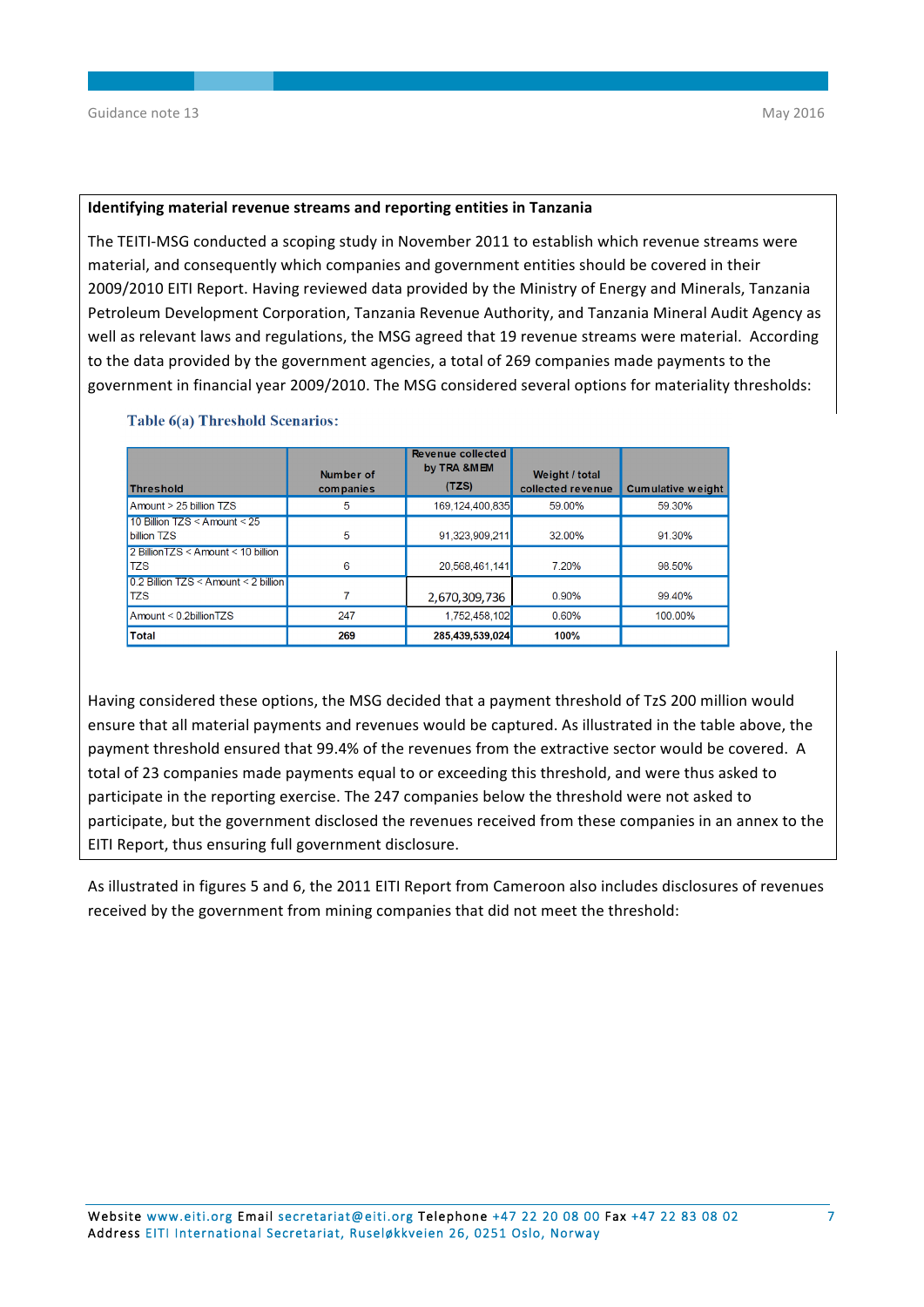**Identifying material revenue streams and reporting entities in Tanzania**

The TEITI-MSG conducted a scoping study in November 2011 to establish which revenue streams were material, and consequently which companies and government entities should be covered in their 2009/2010 EITI Report. Having reviewed data provided by the Ministry of Energy and Minerals, Tanzania Petroleum Development Corporation, Tanzania Revenue Authority, and Tanzania Mineral Audit Agency as well as relevant laws and regulations, the MSG agreed that 19 revenue streams were material. According to the data provided by the government agencies, a total of 269 companies made payments to the government in financial year 2009/2010. The MSG considered several options for materiality thresholds:

**Table 6(a) Threshold Scenarios:**

| Threshold | Number of companies | Revenue collected by TRA &MEM (TZS) | Weight / total collected revenue | Cumulative weight |
|---|---|---|---|---|
| Amount > 25 billion TZS | 5 | 169,124,400,835 | 59.00% | 59.30% |
| 10 Billion TZS < Amount < 25 billion TZS | 5 | 91,323,909,211 | 32.00% | 91.30% |
| 2 BillionTZS < Amount < 10 billion TZS | 6 | 20,568,461,141 | 7.20% | 98.50% |
| 0.2 Billion TZS < Amount < 2 billion TZS | 7 | 2,670,309,736 | 0.90% | 99.40% |
| Amount < 0.2billionTZS | 247 | 1,752,458,102 | 0.60% | 100.00% |
| **Total** | **269** | **285,439,539,024** | **100%** | |

Having considered these options, the MSG decided that a payment threshold of TzS 200 million would ensure that all material payments and revenues would be captured. As illustrated in the table above, the payment threshold ensured that 99.4% of the revenues from the extractive sector would be covered. A total of 23 companies made payments equal to or exceeding this threshold, and were thus asked to participate in the reporting exercise. The 247 companies below the threshold were not asked to participate, but the government disclosed the revenues received from these companies in an annex to the EITI Report, thus ensuring full government disclosure.

As illustrated in figures 5 and 6, the 2011 EITI Report from Cameroon also includes disclosures of revenues received by the government from mining companies that did not meet the threshold: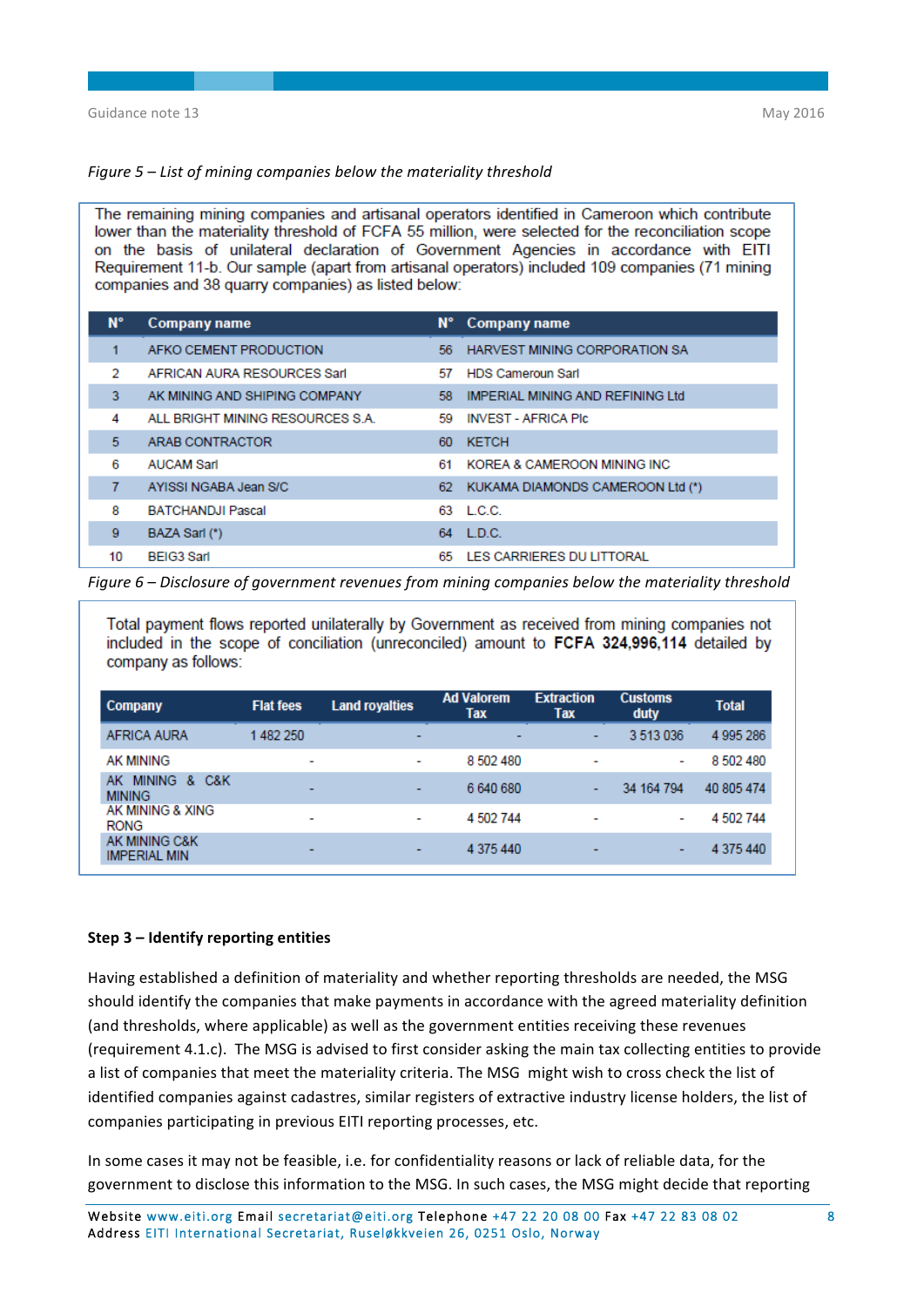*Figure 5 – List of mining companies below the materiality threshold*

The remaining mining companies and artisanal operators identified in Cameroon which contribute lower than the materiality threshold of FCFA 55 million, were selected for the reconciliation scope on the basis of unilateral declaration of Government Agencies in accordance with EITI Requirement 11-b. Our sample (apart from artisanal operators) included 109 companies (71 mining companies and 38 quarry companies) as listed below:

| N° | Company name | N° | Company name |
|---|---|---|---|
| 1 | AFKO CEMENT PRODUCTION | 56 | HARVEST MINING CORPORATION SA |
| 2 | AFRICAN AURA RESOURCES Sarl | 57 | HDS Cameroun Sarl |
| 3 | AK MINING AND SHIPING COMPANY | 58 | IMPERIAL MINING AND REFINING Ltd |
| 4 | ALL BRIGHT MINING RESOURCES S.A. | 59 | INVEST - AFRICA Plc |
| 5 | ARAB CONTRACTOR | 60 | KETCH |
| 6 | AUCAM Sarl | 61 | KOREA & CAMEROON MINING INC |
| 7 | AYISSI NGABA Jean S/C | 62 | KUKAMA DIAMONDS CAMEROON Ltd (*) |
| 8 | BATCHANDJI Pascal | 63 | L.C.C. |
| 9 | BAZA Sarl (*) | 64 | L.D.C. |
| 10 | BEIG3 Sarl | 65 | LES CARRIERES DU LITTORAL |

*Figure 6 – Disclosure of government revenues from mining companies below the materiality threshold*

Total payment flows reported unilaterally by Government as received from mining companies not included in the scope of conciliation (unreconciled) amount to **FCFA 324,996,114** detailed by company as follows:

| Company | Flat fees | Land royalties | Ad Valorem Tax | Extraction Tax | Customs duty | Total |
|---|---|---|---|---|---|---|
| AFRICA AURA | 1 482 250 | - | - | - | 3 513 036 | 4 995 286 |
| AK MINING | - | - | 8 502 480 | - | - | 8 502 480 |
| AK MINING & C&K MINING | - | - | 6 640 680 | - | 34 164 794 | 40 805 474 |
| AK MINING & XING RONG | - | - | 4 502 744 | - | - | 4 502 744 |
| AK MINING C&K IMPERIAL MIN | - | - | 4 375 440 | - | - | 4 375 440 |

**Step 3 – Identify reporting entities**

Having established a definition of materiality and whether reporting thresholds are needed, the MSG should identify the companies that make payments in accordance with the agreed materiality definition (and thresholds, where applicable) as well as the government entities receiving these revenues (requirement 4.1.c). The MSG is advised to first consider asking the main tax collecting entities to provide a list of companies that meet the materiality criteria. The MSG might wish to cross check the list of identified companies against cadastres, similar registers of extractive industry license holders, the list of companies participating in previous EITI reporting processes, etc.

In some cases it may not be feasible, i.e. for confidentiality reasons or lack of reliable data, for the government to disclose this information to the MSG. In such cases, the MSG might decide that reporting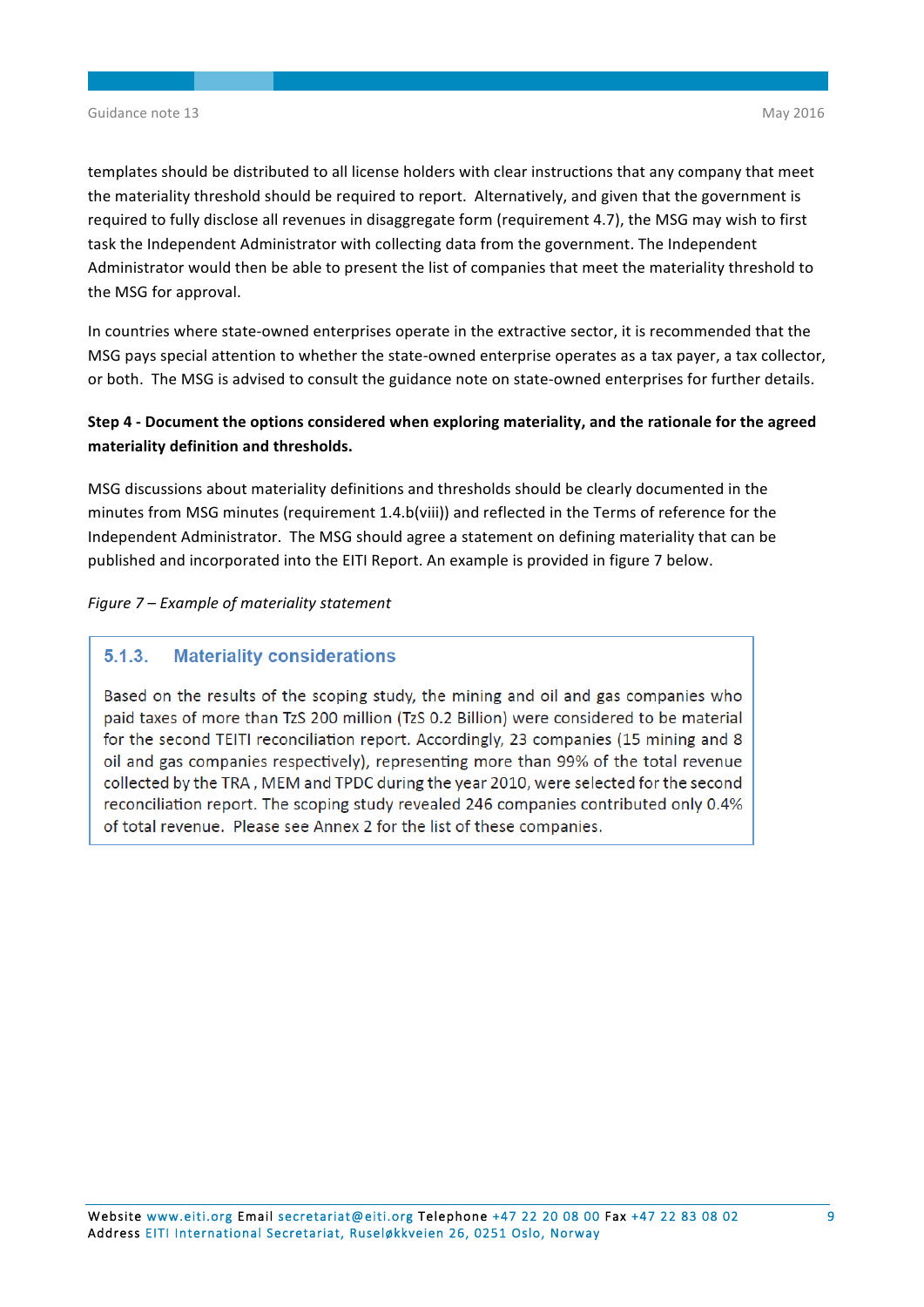templates should be distributed to all license holders with clear instructions that any company that meet the materiality threshold should be required to report. Alternatively, and given that the government is required to fully disclose all revenues in disaggregate form (requirement 4.7), the MSG may wish to first task the Independent Administrator with collecting data from the government. The Independent Administrator would then be able to present the list of companies that meet the materiality threshold to the MSG for approval.

In countries where state-owned enterprises operate in the extractive sector, it is recommended that the MSG pays special attention to whether the state-owned enterprise operates as a tax payer, a tax collector, or both. The MSG is advised to consult the guidance note on state-owned enterprises for further details.

**Step 4 - Document the options considered when exploring materiality, and the rationale for the agreed materiality definition and thresholds.**

MSG discussions about materiality definitions and thresholds should be clearly documented in the minutes from MSG minutes (requirement 1.4.b(viii)) and reflected in the Terms of reference for the Independent Administrator. The MSG should agree a statement on defining materiality that can be published and incorporated into the EITI Report. An example is provided in figure 7 below.

*Figure 7 – Example of materiality statement*

> ### 5.1.3. Materiality considerations
>
> Based on the results of the scoping study, the mining and oil and gas companies who paid taxes of more than TzS 200 million (TzS 0.2 Billion) were considered to be material for the second TEITI reconciliation report. Accordingly, 23 companies (15 mining and 8 oil and gas companies respectively), representing more than 99% of the total revenue collected by the TRA , MEM and TPDC during the year 2010, were selected for the second reconciliation report. The scoping study revealed 246 companies contributed only 0.4% of total revenue. Please see Annex 2 for the list of these companies.